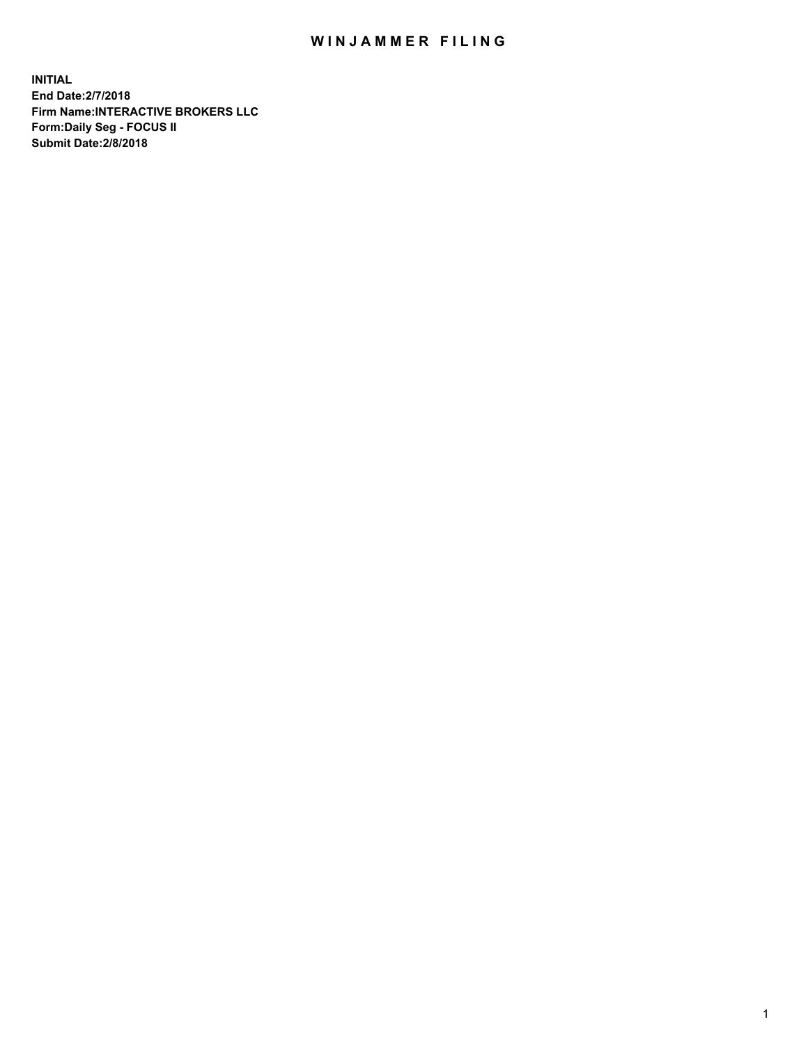# WINJAMMER FILING

**INITIAL**
**End Date:2/7/2018**
**Firm Name:INTERACTIVE BROKERS LLC**
**Form:Daily Seg - FOCUS II**
**Submit Date:2/8/2018**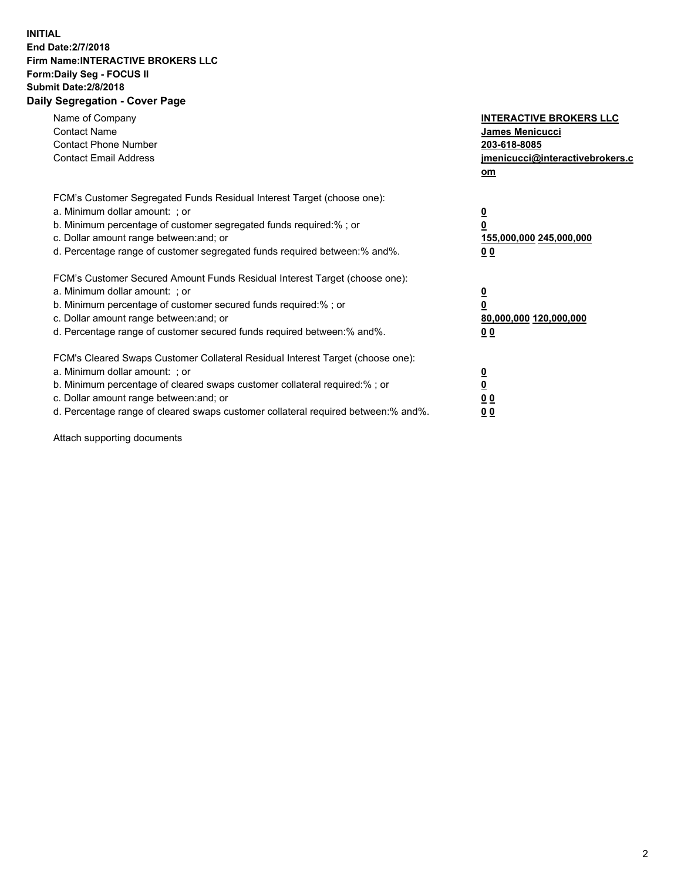**INITIAL**
**End Date:2/7/2018**
**Firm Name:INTERACTIVE BROKERS LLC**
**Form:Daily Seg - FOCUS II**
**Submit Date:2/8/2018**
**Daily Segregation - Cover Page**

| | |
|---|---|
| Name of Company | **INTERACTIVE BROKERS LLC** |
| Contact Name | **James Menicucci** |
| Contact Phone Number | **203-618-8085** |
| Contact Email Address | **jmenicucci@interactivebrokers.com** |

FCM's Customer Segregated Funds Residual Interest Target (choose one):

| | |
|---|---|
| a. Minimum dollar amount: ; or | **0** |
| b. Minimum percentage of customer segregated funds required:% ; or | **0** |
| c. Dollar amount range between:and; or | **155,000,000 245,000,000** |
| d. Percentage range of customer segregated funds required between:% and%. | **0 0** |

FCM's Customer Secured Amount Funds Residual Interest Target (choose one):

| | |
|---|---|
| a. Minimum dollar amount: ; or | **0** |
| b. Minimum percentage of customer secured funds required:% ; or | **0** |
| c. Dollar amount range between:and; or | **80,000,000 120,000,000** |
| d. Percentage range of customer secured funds required between:% and%. | **0 0** |

FCM's Cleared Swaps Customer Collateral Residual Interest Target (choose one):

| | |
|---|---|
| a. Minimum dollar amount: ; or | **0** |
| b. Minimum percentage of cleared swaps customer collateral required:% ; or | **0** |
| c. Dollar amount range between:and; or | **0 0** |
| d. Percentage range of cleared swaps customer collateral required between:% and%. | **0 0** |

Attach supporting documents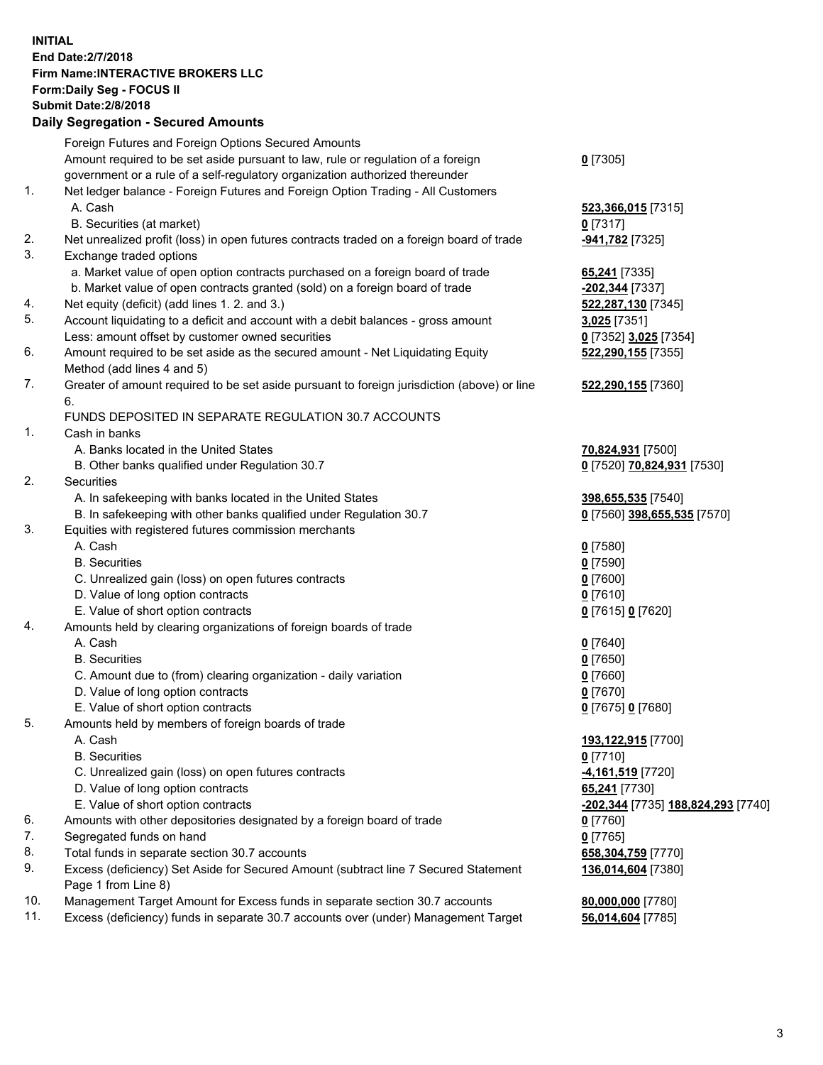**INITIAL**
**End Date:2/7/2018**
**Firm Name:INTERACTIVE BROKERS LLC**
**Form:Daily Seg - FOCUS II**
**Submit Date:2/8/2018**

**Daily Segregation - Secured Amounts**

| | | |
|---|---|---|
| | Foreign Futures and Foreign Options Secured Amounts | |
| | Amount required to be set aside pursuant to law, rule or regulation of a foreign government or a rule of a self-regulatory organization authorized thereunder | **0** [7305] |
| 1. | Net ledger balance - Foreign Futures and Foreign Option Trading - All Customers | |
| | A. Cash | **523,366,015** [7315] |
| | B. Securities (at market) | **0** [7317] |
| 2. | Net unrealized profit (loss) in open futures contracts traded on a foreign board of trade | **-941,782** [7325] |
| 3. | Exchange traded options | |
| | a. Market value of open option contracts purchased on a foreign board of trade | **65,241** [7335] |
| | b. Market value of open contracts granted (sold) on a foreign board of trade | **-202,344** [7337] |
| 4. | Net equity (deficit) (add lines 1. 2. and 3.) | **522,287,130** [7345] |
| 5. | Account liquidating to a deficit and account with a debit balances - gross amount | **3,025** [7351] |
| | Less: amount offset by customer owned securities | **0** [7352] **3,025** [7354] |
| 6. | Amount required to be set aside as the secured amount - Net Liquidating Equity Method (add lines 4 and 5) | **522,290,155** [7355] |
| 7. | Greater of amount required to be set aside pursuant to foreign jurisdiction (above) or line 6. | **522,290,155** [7360] |
| | FUNDS DEPOSITED IN SEPARATE REGULATION 30.7 ACCOUNTS | |
| 1. | Cash in banks | |
| | A. Banks located in the United States | **70,824,931** [7500] |
| | B. Other banks qualified under Regulation 30.7 | **0** [7520] **70,824,931** [7530] |
| 2. | Securities | |
| | A. In safekeeping with banks located in the United States | **398,655,535** [7540] |
| | B. In safekeeping with other banks qualified under Regulation 30.7 | **0** [7560] **398,655,535** [7570] |
| 3. | Equities with registered futures commission merchants | |
| | A. Cash | **0** [7580] |
| | B. Securities | **0** [7590] |
| | C. Unrealized gain (loss) on open futures contracts | **0** [7600] |
| | D. Value of long option contracts | **0** [7610] |
| | E. Value of short option contracts | **0** [7615] **0** [7620] |
| 4. | Amounts held by clearing organizations of foreign boards of trade | |
| | A. Cash | **0** [7640] |
| | B. Securities | **0** [7650] |
| | C. Amount due to (from) clearing organization - daily variation | **0** [7660] |
| | D. Value of long option contracts | **0** [7670] |
| | E. Value of short option contracts | **0** [7675] **0** [7680] |
| 5. | Amounts held by members of foreign boards of trade | |
| | A. Cash | **193,122,915** [7700] |
| | B. Securities | **0** [7710] |
| | C. Unrealized gain (loss) on open futures contracts | **-4,161,519** [7720] |
| | D. Value of long option contracts | **65,241** [7730] |
| | E. Value of short option contracts | **-202,344** [7735] **188,824,293** [7740] |
| 6. | Amounts with other depositories designated by a foreign board of trade | **0** [7760] |
| 7. | Segregated funds on hand | **0** [7765] |
| 8. | Total funds in separate section 30.7 accounts | **658,304,759** [7770] |
| 9. | Excess (deficiency) Set Aside for Secured Amount (subtract line 7 Secured Statement Page 1 from Line 8) | **136,014,604** [7380] |
| 10. | Management Target Amount for Excess funds in separate section 30.7 accounts | **80,000,000** [7780] |
| 11. | Excess (deficiency) funds in separate 30.7 accounts over (under) Management Target | **56,014,604** [7785] |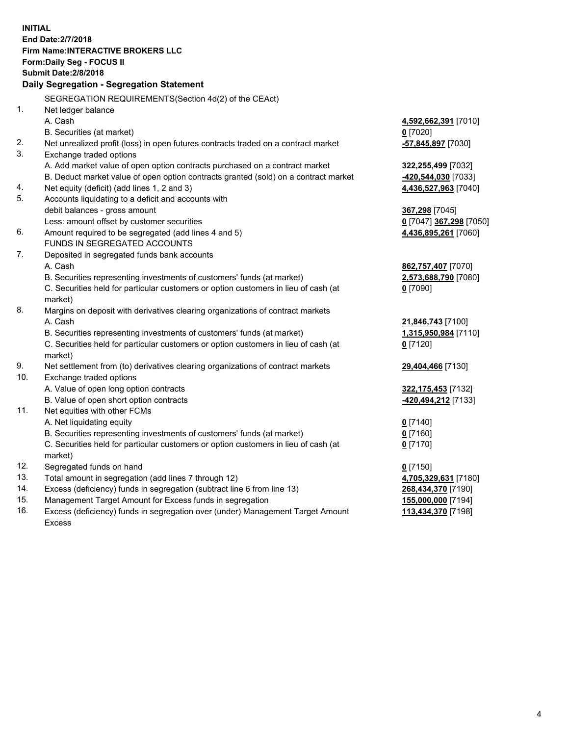**INITIAL**
**End Date:2/7/2018**
**Firm Name:INTERACTIVE BROKERS LLC**
**Form:Daily Seg - FOCUS II**
**Submit Date:2/8/2018**

**Daily Segregation - Segregation Statement**

| | SEGREGATION REQUIREMENTS(Section 4d(2) of the CEAct) | |
|---|---|---|
| 1. | Net ledger balance | |
| | A. Cash | 4,592,662,391 [7010] |
| | B. Securities (at market) | 0 [7020] |
| 2. | Net unrealized profit (loss) in open futures contracts traded on a contract market | -57,845,897 [7030] |
| 3. | Exchange traded options | |
| | A. Add market value of open option contracts purchased on a contract market | 322,255,499 [7032] |
| | B. Deduct market value of open option contracts granted (sold) on a contract market | -420,544,030 [7033] |
| 4. | Net equity (deficit) (add lines 1, 2 and 3) | 4,436,527,963 [7040] |
| 5. | Accounts liquidating to a deficit and accounts with | |
| | debit balances - gross amount | 367,298 [7045] |
| | Less: amount offset by customer securities | 0 [7047] 367,298 [7050] |
| 6. | Amount required to be segregated (add lines 4 and 5) | 4,436,895,261 [7060] |
| | FUNDS IN SEGREGATED ACCOUNTS | |
| 7. | Deposited in segregated funds bank accounts | |
| | A. Cash | 862,757,407 [7070] |
| | B. Securities representing investments of customers' funds (at market) | 2,573,688,790 [7080] |
| | C. Securities held for particular customers or option customers in lieu of cash (at market) | 0 [7090] |
| 8. | Margins on deposit with derivatives clearing organizations of contract markets | |
| | A. Cash | 21,846,743 [7100] |
| | B. Securities representing investments of customers' funds (at market) | 1,315,950,984 [7110] |
| | C. Securities held for particular customers or option customers in lieu of cash (at market) | 0 [7120] |
| 9. | Net settlement from (to) derivatives clearing organizations of contract markets | 29,404,466 [7130] |
| 10. | Exchange traded options | |
| | A. Value of open long option contracts | 322,175,453 [7132] |
| | B. Value of open short option contracts | -420,494,212 [7133] |
| 11. | Net equities with other FCMs | |
| | A. Net liquidating equity | 0 [7140] |
| | B. Securities representing investments of customers' funds (at market) | 0 [7160] |
| | C. Securities held for particular customers or option customers in lieu of cash (at market) | 0 [7170] |
| 12. | Segregated funds on hand | 0 [7150] |
| 13. | Total amount in segregation (add lines 7 through 12) | 4,705,329,631 [7180] |
| 14. | Excess (deficiency) funds in segregation (subtract line 6 from line 13) | 268,434,370 [7190] |
| 15. | Management Target Amount for Excess funds in segregation | 155,000,000 [7194] |
| 16. | Excess (deficiency) funds in segregation over (under) Management Target Amount Excess | 113,434,370 [7198] |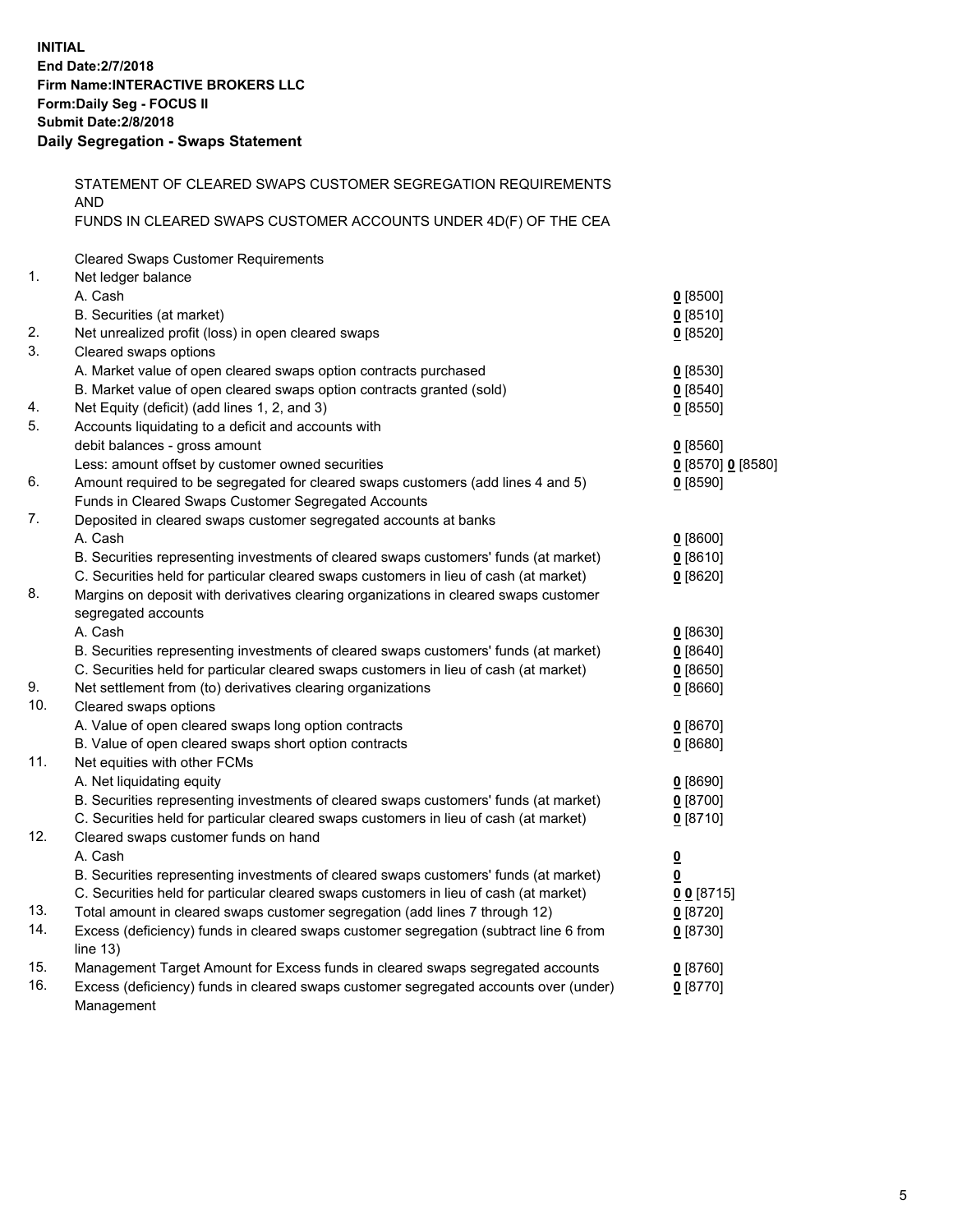**INITIAL**
**End Date:2/7/2018**
**Firm Name:INTERACTIVE BROKERS LLC**
**Form:Daily Seg - FOCUS II**
**Submit Date:2/8/2018**
**Daily Segregation - Swaps Statement**

STATEMENT OF CLEARED SWAPS CUSTOMER SEGREGATION REQUIREMENTS AND
FUNDS IN CLEARED SWAPS CUSTOMER ACCOUNTS UNDER 4D(F) OF THE CEA

| | | |
|---|---|---|
| | Cleared Swaps Customer Requirements | |
| 1. | Net ledger balance | |
| | A. Cash | 0 [8500] |
| | B. Securities (at market) | 0 [8510] |
| 2. | Net unrealized profit (loss) in open cleared swaps | 0 [8520] |
| 3. | Cleared swaps options | |
| | A. Market value of open cleared swaps option contracts purchased | 0 [8530] |
| | B. Market value of open cleared swaps option contracts granted (sold) | 0 [8540] |
| 4. | Net Equity (deficit) (add lines 1, 2, and 3) | 0 [8550] |
| 5. | Accounts liquidating to a deficit and accounts with | |
| | debit balances - gross amount | 0 [8560] |
| | Less: amount offset by customer owned securities | 0 [8570] 0 [8580] |
| 6. | Amount required to be segregated for cleared swaps customers (add lines 4 and 5) | 0 [8590] |
| | Funds in Cleared Swaps Customer Segregated Accounts | |
| 7. | Deposited in cleared swaps customer segregated accounts at banks | |
| | A. Cash | 0 [8600] |
| | B. Securities representing investments of cleared swaps customers' funds (at market) | 0 [8610] |
| | C. Securities held for particular cleared swaps customers in lieu of cash (at market) | 0 [8620] |
| 8. | Margins on deposit with derivatives clearing organizations in cleared swaps customer segregated accounts | |
| | A. Cash | 0 [8630] |
| | B. Securities representing investments of cleared swaps customers' funds (at market) | 0 [8640] |
| | C. Securities held for particular cleared swaps customers in lieu of cash (at market) | 0 [8650] |
| 9. | Net settlement from (to) derivatives clearing organizations | 0 [8660] |
| 10. | Cleared swaps options | |
| | A. Value of open cleared swaps long option contracts | 0 [8670] |
| | B. Value of open cleared swaps short option contracts | 0 [8680] |
| 11. | Net equities with other FCMs | |
| | A. Net liquidating equity | 0 [8690] |
| | B. Securities representing investments of cleared swaps customers' funds (at market) | 0 [8700] |
| | C. Securities held for particular cleared swaps customers in lieu of cash (at market) | 0 [8710] |
| 12. | Cleared swaps customer funds on hand | |
| | A. Cash | 0 |
| | B. Securities representing investments of cleared swaps customers' funds (at market) | 0 |
| | C. Securities held for particular cleared swaps customers in lieu of cash (at market) | 0 0 [8715] |
| 13. | Total amount in cleared swaps customer segregation (add lines 7 through 12) | 0 [8720] |
| 14. | Excess (deficiency) funds in cleared swaps customer segregation (subtract line 6 from line 13) | 0 [8730] |
| 15. | Management Target Amount for Excess funds in cleared swaps segregated accounts | 0 [8760] |
| 16. | Excess (deficiency) funds in cleared swaps customer segregated accounts over (under) Management | 0 [8770] |